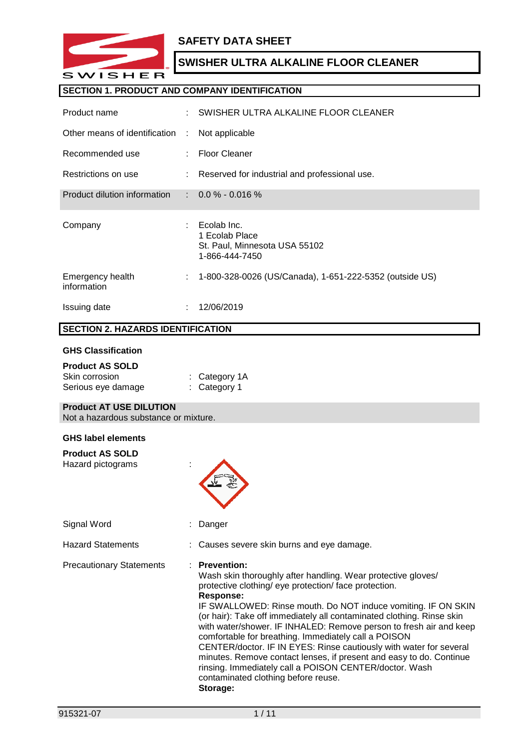# SAFETY DATA SHEET

## SWISHER ULTRA ALKALINE FLOOR CLEANER

## SECTION 1. PRODUCT AND COMPANY IDENTIFICATION

| | | |
|---|---|---|
| Product name | : | SWISHER ULTRA ALKALINE FLOOR CLEANER |
| Other means of identification | : | Not applicable |
| Recommended use | : | Floor Cleaner |
| Restrictions on use | : | Reserved for industrial and professional use. |
| Product dilution information | : | 0.0 % - 0.016 % |
| Company | : | Ecolab Inc.<br>1 Ecolab Place<br>St. Paul, Minnesota USA 55102<br>1-866-444-7450 |
| Emergency health information | : | 1-800-328-0026 (US/Canada), 1-651-222-5352 (outside US) |
| Issuing date | : | 12/06/2019 |

## SECTION 2. HAZARDS IDENTIFICATION

### GHS Classification

**Product AS SOLD**

| | | |
|---|---|---|
| Skin corrosion | : | Category 1A |
| Serious eye damage | : | Category 1 |

**Product AT USE DILUTION**
Not a hazardous substance or mixture.

### GHS label elements

**Product AS SOLD**

Hazard pictograms :

Signal Word : Danger

Hazard Statements : Causes severe skin burns and eye damage.

Precautionary Statements :

**Prevention:**
Wash skin thoroughly after handling. Wear protective gloves/ protective clothing/ eye protection/ face protection.

**Response:**
IF SWALLOWED: Rinse mouth. Do NOT induce vomiting. IF ON SKIN (or hair): Take off immediately all contaminated clothing. Rinse skin with water/shower. IF INHALED: Remove person to fresh air and keep comfortable for breathing. Immediately call a POISON CENTER/doctor. IF IN EYES: Rinse cautiously with water for several minutes. Remove contact lenses, if present and easy to do. Continue rinsing. Immediately call a POISON CENTER/doctor. Wash contaminated clothing before reuse.

**Storage:**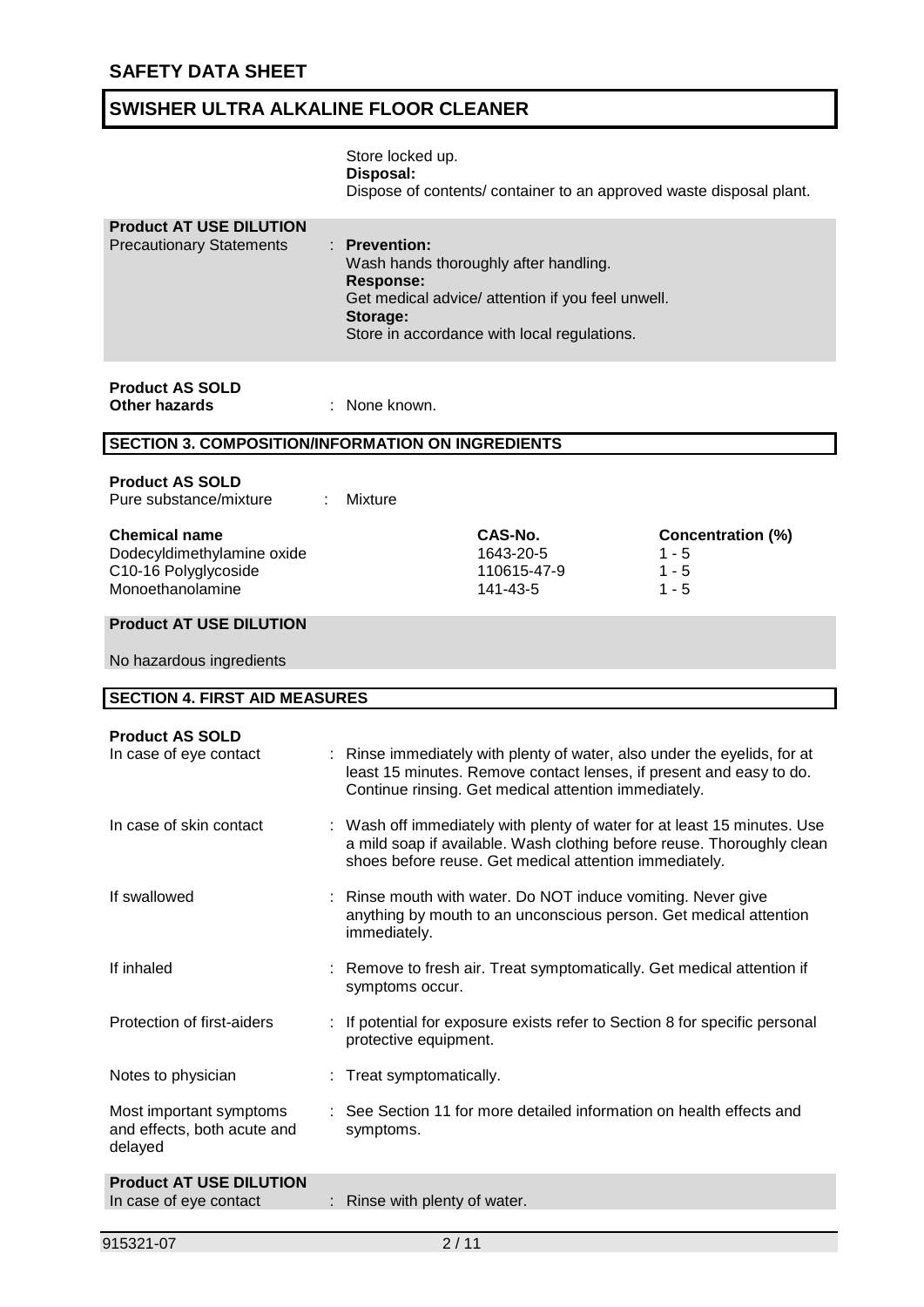Store locked up.
**Disposal:**
Dispose of contents/ container to an approved waste disposal plant.

**Product AT USE DILUTION**

Precautionary Statements : **Prevention:**
Wash hands thoroughly after handling.
**Response:**
Get medical advice/ attention if you feel unwell.
**Storage:**
Store in accordance with local regulations.

**Product AS SOLD**
**Other hazards** : None known.

## SECTION 3. COMPOSITION/INFORMATION ON INGREDIENTS

**Product AS SOLD**
Pure substance/mixture : Mixture

| Chemical name | CAS-No. | Concentration (%) |
|---|---|---|
| Dodecyldimethylamine oxide | 1643-20-5 | 1 - 5 |
| C10-16 Polyglycoside | 110615-47-9 | 1 - 5 |
| Monoethanolamine | 141-43-5 | 1 - 5 |

**Product AT USE DILUTION**

No hazardous ingredients

## SECTION 4. FIRST AID MEASURES

**Product AS SOLD**

In case of eye contact : Rinse immediately with plenty of water, also under the eyelids, for at least 15 minutes. Remove contact lenses, if present and easy to do. Continue rinsing. Get medical attention immediately.

In case of skin contact : Wash off immediately with plenty of water for at least 15 minutes. Use a mild soap if available. Wash clothing before reuse. Thoroughly clean shoes before reuse. Get medical attention immediately.

If swallowed : Rinse mouth with water. Do NOT induce vomiting. Never give anything by mouth to an unconscious person. Get medical attention immediately.

If inhaled : Remove to fresh air. Treat symptomatically. Get medical attention if symptoms occur.

Protection of first-aiders : If potential for exposure exists refer to Section 8 for specific personal protective equipment.

Notes to physician : Treat symptomatically.

Most important symptoms and effects, both acute and delayed : See Section 11 for more detailed information on health effects and symptoms.

**Product AT USE DILUTION**

In case of eye contact : Rinse with plenty of water.

915321-07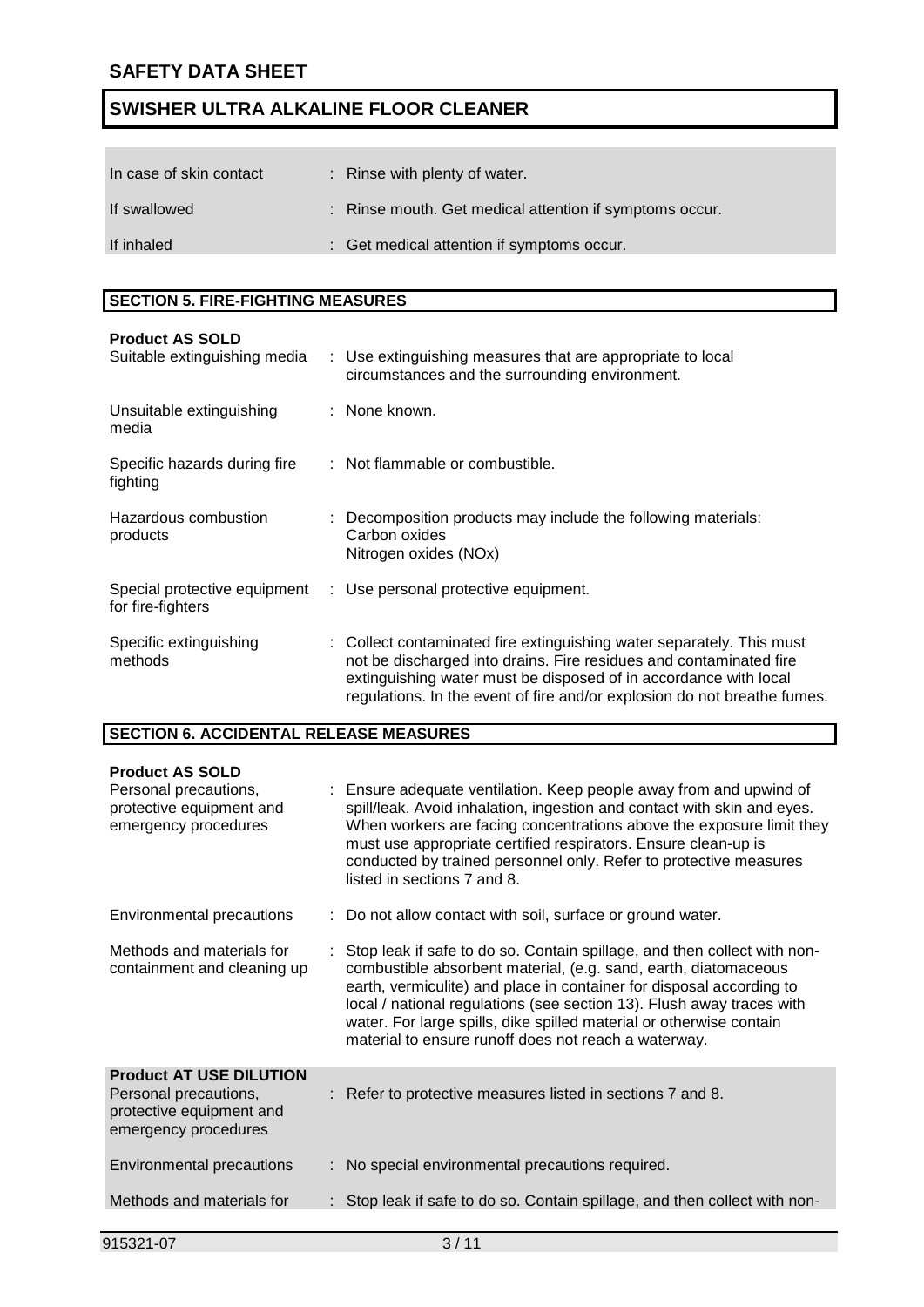| | |
|---|---|
| In case of skin contact | : Rinse with plenty of water. |
| If swallowed | : Rinse mouth. Get medical attention if symptoms occur. |
| If inhaled | : Get medical attention if symptoms occur. |

## SECTION 5. FIRE-FIGHTING MEASURES

**Product AS SOLD**

| | |
|---|---|
| Suitable extinguishing media | : Use extinguishing measures that are appropriate to local circumstances and the surrounding environment. |
| Unsuitable extinguishing media | : None known. |
| Specific hazards during fire fighting | : Not flammable or combustible. |
| Hazardous combustion products | : Decomposition products may include the following materials: Carbon oxides Nitrogen oxides (NOx) |
| Special protective equipment for fire-fighters | : Use personal protective equipment. |
| Specific extinguishing methods | : Collect contaminated fire extinguishing water separately. This must not be discharged into drains. Fire residues and contaminated fire extinguishing water must be disposed of in accordance with local regulations. In the event of fire and/or explosion do not breathe fumes. |

## SECTION 6. ACCIDENTAL RELEASE MEASURES

**Product AS SOLD**

| | |
|---|---|
| Personal precautions, protective equipment and emergency procedures | : Ensure adequate ventilation. Keep people away from and upwind of spill/leak. Avoid inhalation, ingestion and contact with skin and eyes. When workers are facing concentrations above the exposure limit they must use appropriate certified respirators. Ensure clean-up is conducted by trained personnel only. Refer to protective measures listed in sections 7 and 8. |
| Environmental precautions | : Do not allow contact with soil, surface or ground water. |
| Methods and materials for containment and cleaning up | : Stop leak if safe to do so. Contain spillage, and then collect with non-combustible absorbent material, (e.g. sand, earth, diatomaceous earth, vermiculite) and place in container for disposal according to local / national regulations (see section 13). Flush away traces with water. For large spills, dike spilled material or otherwise contain material to ensure runoff does not reach a waterway. |

**Product AT USE DILUTION**

| | |
|---|---|
| Personal precautions, protective equipment and emergency procedures | : Refer to protective measures listed in sections 7 and 8. |
| Environmental precautions | : No special environmental precautions required. |
| Methods and materials for | : Stop leak if safe to do so. Contain spillage, and then collect with non- |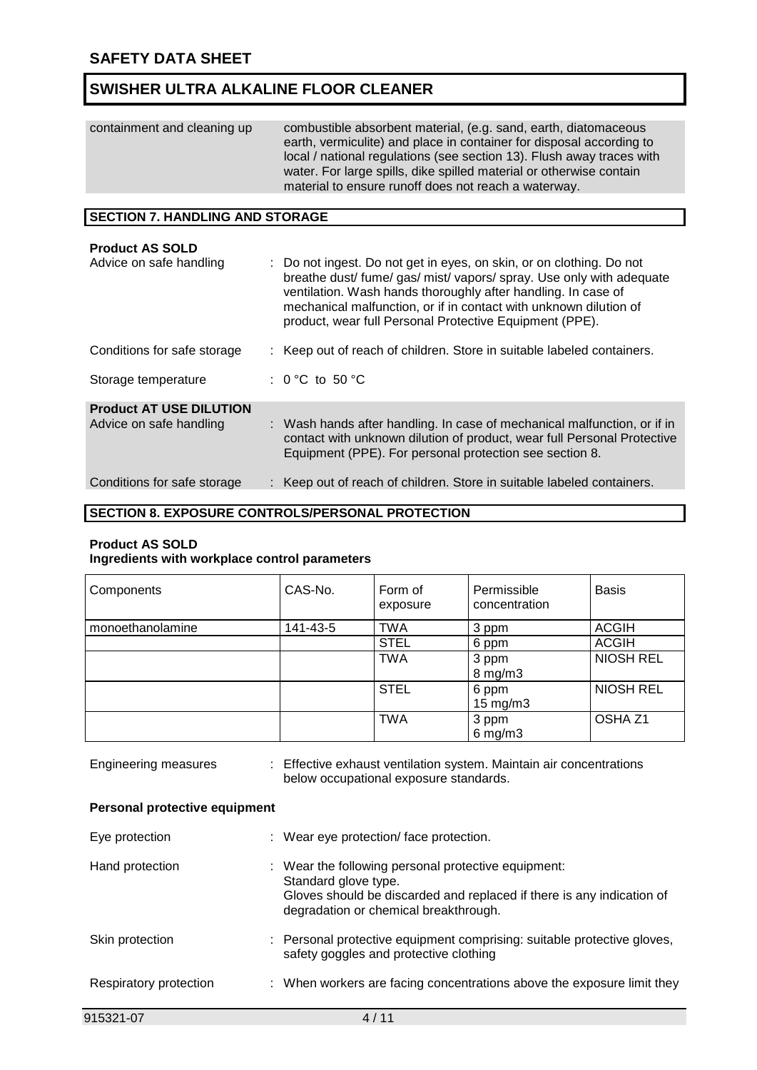| | |
|---|---|
| containment and cleaning up | combustible absorbent material, (e.g. sand, earth, diatomaceous earth, vermiculite) and place in container for disposal according to local / national regulations (see section 13). Flush away traces with water. For large spills, dike spilled material or otherwise contain material to ensure runoff does not reach a waterway. |

## SECTION 7. HANDLING AND STORAGE

**Product AS SOLD**

| | |
|---|---|
| Advice on safe handling | : Do not ingest. Do not get in eyes, on skin, or on clothing. Do not breathe dust/ fume/ gas/ mist/ vapors/ spray. Use only with adequate ventilation. Wash hands thoroughly after handling. In case of mechanical malfunction, or if in contact with unknown dilution of product, wear full Personal Protective Equipment (PPE). |
| Conditions for safe storage | : Keep out of reach of children. Store in suitable labeled containers. |
| Storage temperature | : 0 °C to 50 °C |

**Product AT USE DILUTION**

| | |
|---|---|
| Advice on safe handling | : Wash hands after handling. In case of mechanical malfunction, or if in contact with unknown dilution of product, wear full Personal Protective Equipment (PPE). For personal protection see section 8. |
| Conditions for safe storage | : Keep out of reach of children. Store in suitable labeled containers. |

## SECTION 8. EXPOSURE CONTROLS/PERSONAL PROTECTION

**Product AS SOLD**
**Ingredients with workplace control parameters**

| Components | CAS-No. | Form of exposure | Permissible concentration | Basis |
|---|---|---|---|---|
| monoethanolamine | 141-43-5 | TWA | 3 ppm | ACGIH |
| | | STEL | 6 ppm | ACGIH |
| | | TWA | 3 ppm 8 mg/m3 | NIOSH REL |
| | | STEL | 6 ppm 15 mg/m3 | NIOSH REL |
| | | TWA | 3 ppm 6 mg/m3 | OSHA Z1 |

| | |
|---|---|
| Engineering measures | : Effective exhaust ventilation system. Maintain air concentrations below occupational exposure standards. |

**Personal protective equipment**

| | |
|---|---|
| Eye protection | : Wear eye protection/ face protection. |
| Hand protection | : Wear the following personal protective equipment: Standard glove type. Gloves should be discarded and replaced if there is any indication of degradation or chemical breakthrough. |
| Skin protection | : Personal protective equipment comprising: suitable protective gloves, safety goggles and protective clothing |
| Respiratory protection | : When workers are facing concentrations above the exposure limit they |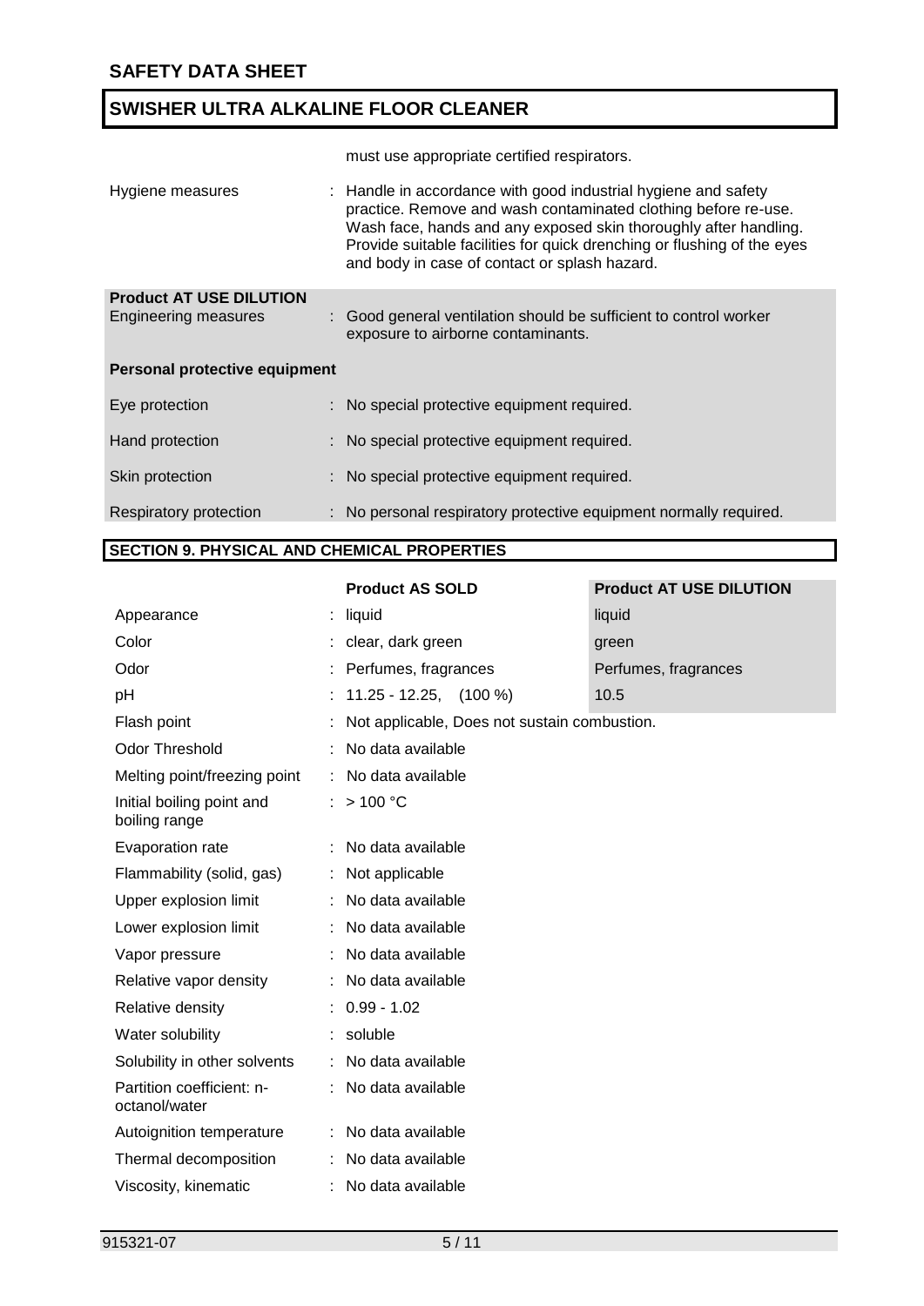must use appropriate certified respirators.

| | |
|---|---|
| Hygiene measures | : Handle in accordance with good industrial hygiene and safety practice. Remove and wash contaminated clothing before re-use. Wash face, hands and any exposed skin thoroughly after handling. Provide suitable facilities for quick drenching or flushing of the eyes and body in case of contact or splash hazard. |

**Product AT USE DILUTION**

| | |
|---|---|
| Engineering measures | : Good general ventilation should be sufficient to control worker exposure to airborne contaminants. |

**Personal protective equipment**

| | |
|---|---|
| Eye protection | : No special protective equipment required. |
| Hand protection | : No special protective equipment required. |
| Skin protection | : No special protective equipment required. |
| Respiratory protection | : No personal respiratory protective equipment normally required. |

## SECTION 9. PHYSICAL AND CHEMICAL PROPERTIES

| | Product AS SOLD | Product AT USE DILUTION |
|---|---|---|
| Appearance | : liquid | liquid |
| Color | : clear, dark green | green |
| Odor | : Perfumes, fragrances | Perfumes, fragrances |
| pH | : 11.25 - 12.25, (100 %) | 10.5 |
| Flash point | : Not applicable, Does not sustain combustion. | |
| Odor Threshold | : No data available | |
| Melting point/freezing point | : No data available | |
| Initial boiling point and boiling range | : > 100 °C | |
| Evaporation rate | : No data available | |
| Flammability (solid, gas) | : Not applicable | |
| Upper explosion limit | : No data available | |
| Lower explosion limit | : No data available | |
| Vapor pressure | : No data available | |
| Relative vapor density | : No data available | |
| Relative density | : 0.99 - 1.02 | |
| Water solubility | : soluble | |
| Solubility in other solvents | : No data available | |
| Partition coefficient: n-octanol/water | : No data available | |
| Autoignition temperature | : No data available | |
| Thermal decomposition | : No data available | |
| Viscosity, kinematic | : No data available | |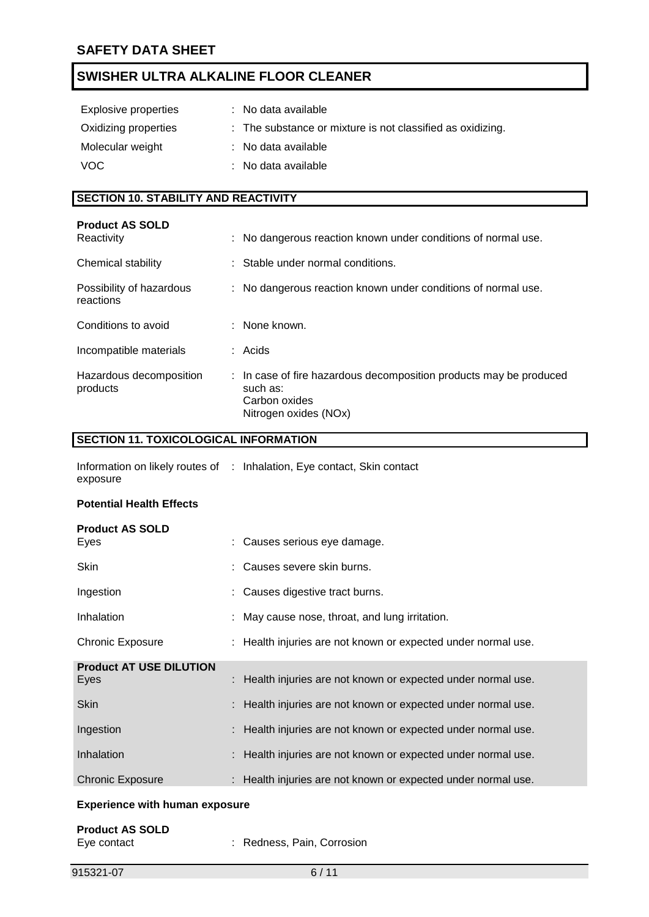| | |
|---|---|
| Explosive properties | : No data available |
| Oxidizing properties | : The substance or mixture is not classified as oxidizing. |
| Molecular weight | : No data available |
| VOC | : No data available |

## SECTION 10. STABILITY AND REACTIVITY

**Product AS SOLD**

| | |
|---|---|
| Reactivity | : No dangerous reaction known under conditions of normal use. |
| Chemical stability | : Stable under normal conditions. |
| Possibility of hazardous reactions | : No dangerous reaction known under conditions of normal use. |
| Conditions to avoid | : None known. |
| Incompatible materials | : Acids |
| Hazardous decomposition products | : In case of fire hazardous decomposition products may be produced such as: Carbon oxides Nitrogen oxides (NOx) |

## SECTION 11. TOXICOLOGICAL INFORMATION

| | |
|---|---|
| Information on likely routes of exposure | : Inhalation, Eye contact, Skin contact |

**Potential Health Effects**

**Product AS SOLD**

| | |
|---|---|
| Eyes | : Causes serious eye damage. |
| Skin | : Causes severe skin burns. |
| Ingestion | : Causes digestive tract burns. |
| Inhalation | : May cause nose, throat, and lung irritation. |
| Chronic Exposure | : Health injuries are not known or expected under normal use. |

**Product AT USE DILUTION**

| | |
|---|---|
| Eyes | : Health injuries are not known or expected under normal use. |
| Skin | : Health injuries are not known or expected under normal use. |
| Ingestion | : Health injuries are not known or expected under normal use. |
| Inhalation | : Health injuries are not known or expected under normal use. |
| Chronic Exposure | : Health injuries are not known or expected under normal use. |

**Experience with human exposure**

**Product AS SOLD**

| | |
|---|---|
| Eye contact | : Redness, Pain, Corrosion |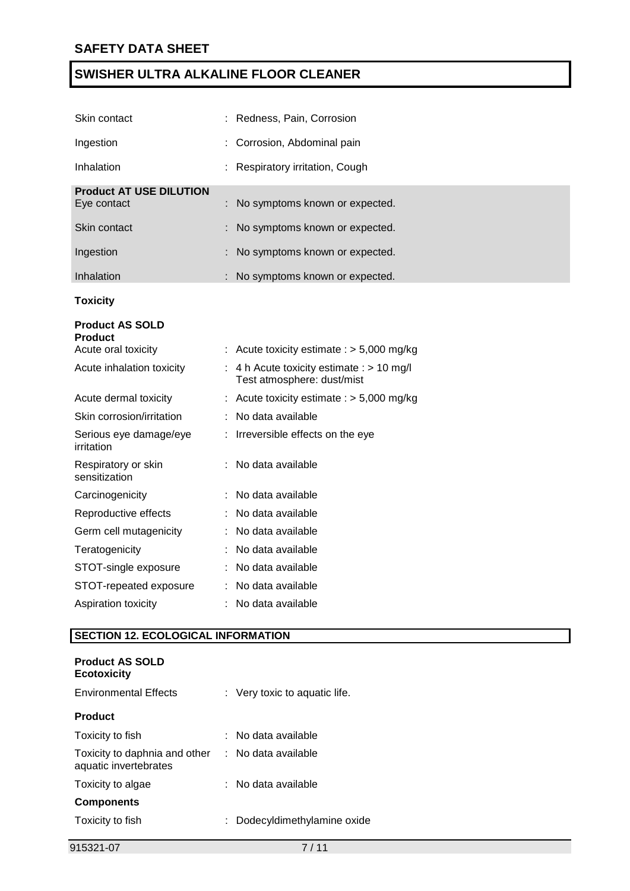| | |
|---|---|
| Skin contact | : Redness, Pain, Corrosion |
| Ingestion | : Corrosion, Abdominal pain |
| Inhalation | : Respiratory irritation, Cough |

**Product AT USE DILUTION**

| | |
|---|---|
| Eye contact | : No symptoms known or expected. |
| Skin contact | : No symptoms known or expected. |
| Ingestion | : No symptoms known or expected. |
| Inhalation | : No symptoms known or expected. |

**Toxicity**

**Product AS SOLD**

**Product**

| | |
|---|---|
| Acute oral toxicity | : Acute toxicity estimate : > 5,000 mg/kg |
| Acute inhalation toxicity | : 4 h Acute toxicity estimate : > 10 mg/l Test atmosphere: dust/mist |
| Acute dermal toxicity | : Acute toxicity estimate : > 5,000 mg/kg |
| Skin corrosion/irritation | : No data available |
| Serious eye damage/eye irritation | : Irreversible effects on the eye |
| Respiratory or skin sensitization | : No data available |
| Carcinogenicity | : No data available |
| Reproductive effects | : No data available |
| Germ cell mutagenicity | : No data available |
| Teratogenicity | : No data available |
| STOT-single exposure | : No data available |
| STOT-repeated exposure | : No data available |
| Aspiration toxicity | : No data available |

## SECTION 12. ECOLOGICAL INFORMATION

**Product AS SOLD**

**Ecotoxicity**

| | |
|---|---|
| Environmental Effects | : Very toxic to aquatic life. |

**Product**

| | |
|---|---|
| Toxicity to fish | : No data available |
| Toxicity to daphnia and other aquatic invertebrates | : No data available |
| Toxicity to algae | : No data available |

**Components**

| | |
|---|---|
| Toxicity to fish | : Dodecyldimethylamine oxide |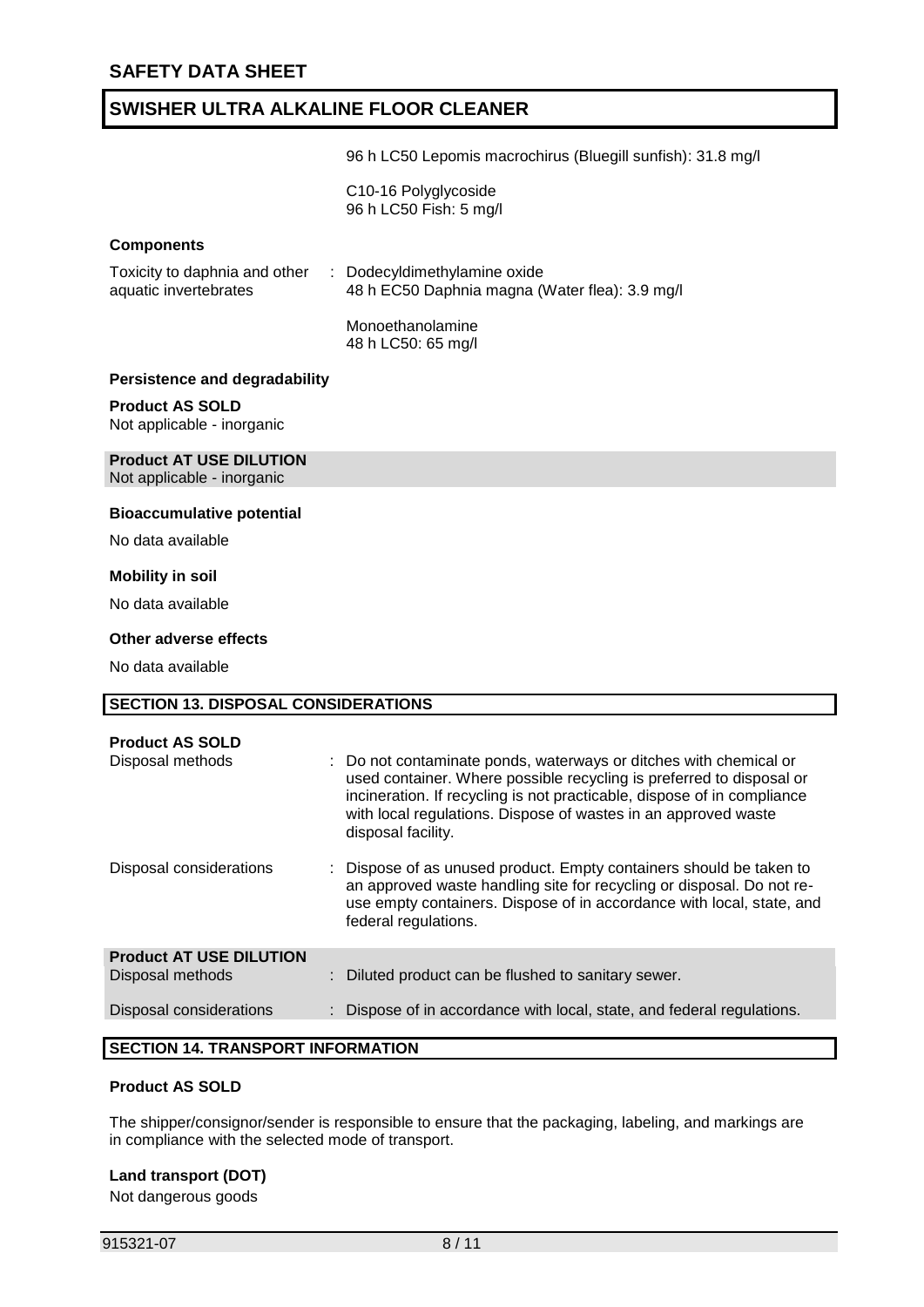96 h LC50 Lepomis macrochirus (Bluegill sunfish): 31.8 mg/l

C10-16 Polyglycoside
96 h LC50 Fish: 5 mg/l

**Components**

Toxicity to daphnia and other aquatic invertebrates : Dodecyldimethylamine oxide
48 h EC50 Daphnia magna (Water flea): 3.9 mg/l

Monoethanolamine
48 h LC50: 65 mg/l

**Persistence and degradability**

**Product AS SOLD**
Not applicable - inorganic

**Product AT USE DILUTION**
Not applicable - inorganic

**Bioaccumulative potential**

No data available

**Mobility in soil**

No data available

**Other adverse effects**

No data available

## SECTION 13. DISPOSAL CONSIDERATIONS

**Product AS SOLD**

Disposal methods : Do not contaminate ponds, waterways or ditches with chemical or used container. Where possible recycling is preferred to disposal or incineration. If recycling is not practicable, dispose of in compliance with local regulations. Dispose of wastes in an approved waste disposal facility.

Disposal considerations : Dispose of as unused product. Empty containers should be taken to an approved waste handling site for recycling or disposal. Do not re-use empty containers. Dispose of in accordance with local, state, and federal regulations.

**Product AT USE DILUTION**

Disposal methods : Diluted product can be flushed to sanitary sewer.

Disposal considerations : Dispose of in accordance with local, state, and federal regulations.

## SECTION 14. TRANSPORT INFORMATION

**Product AS SOLD**

The shipper/consignor/sender is responsible to ensure that the packaging, labeling, and markings are in compliance with the selected mode of transport.

**Land transport (DOT)**

Not dangerous goods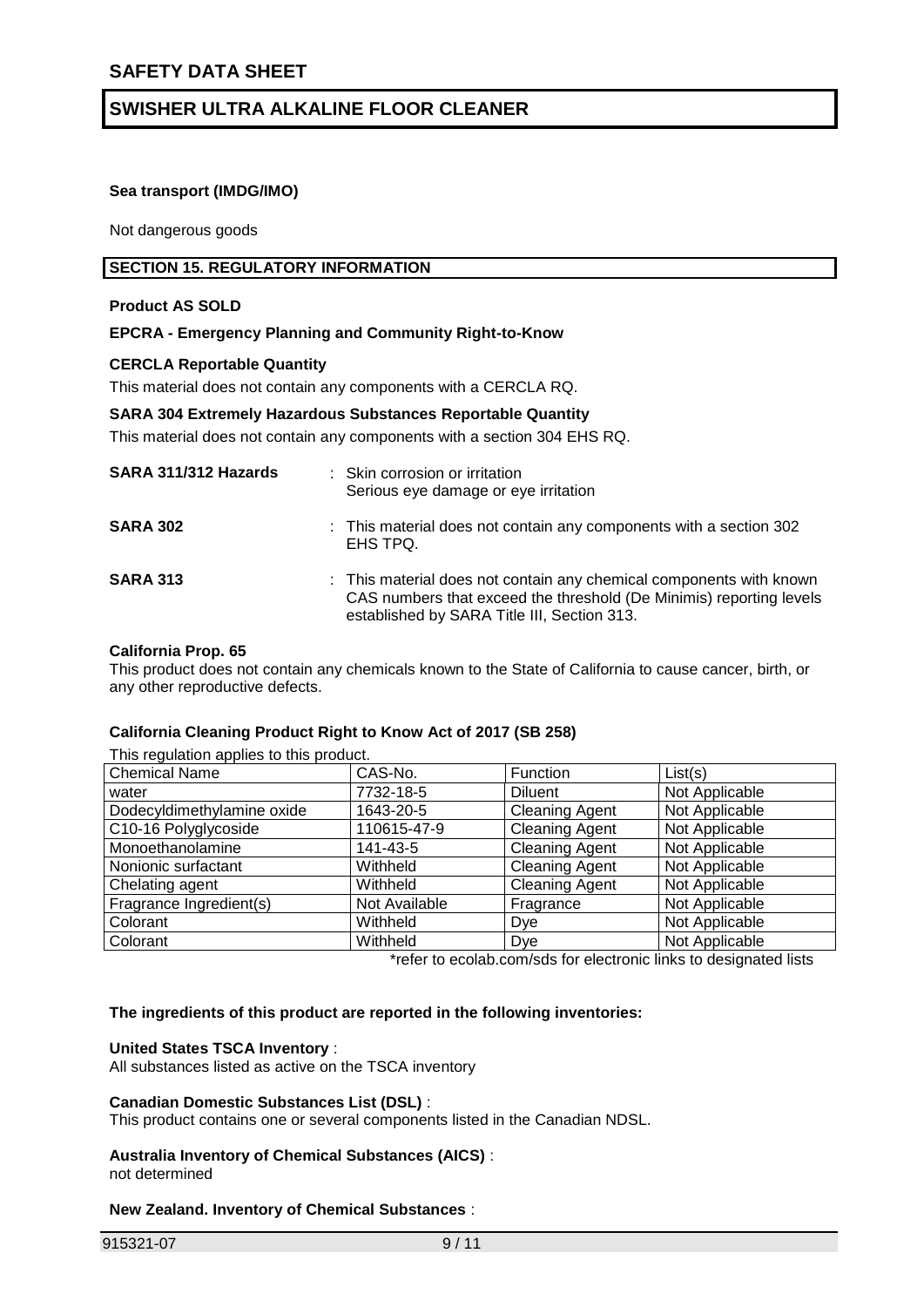**Sea transport (IMDG/IMO)**

Not dangerous goods

## SECTION 15. REGULATORY INFORMATION

**Product AS SOLD**

**EPCRA - Emergency Planning and Community Right-to-Know**

**CERCLA Reportable Quantity**

This material does not contain any components with a CERCLA RQ.

**SARA 304 Extremely Hazardous Substances Reportable Quantity**

This material does not contain any components with a section 304 EHS RQ.

**SARA 311/312 Hazards** : Skin corrosion or irritation
Serious eye damage or eye irritation

**SARA 302** : This material does not contain any components with a section 302 EHS TPQ.

**SARA 313** : This material does not contain any chemical components with known CAS numbers that exceed the threshold (De Minimis) reporting levels established by SARA Title III, Section 313.

**California Prop. 65**

This product does not contain any chemicals known to the State of California to cause cancer, birth, or any other reproductive defects.

**California Cleaning Product Right to Know Act of 2017 (SB 258)**

This regulation applies to this product.

| Chemical Name | CAS-No. | Function | List(s) |
|---|---|---|---|
| water | 7732-18-5 | Diluent | Not Applicable |
| Dodecyldimethylamine oxide | 1643-20-5 | Cleaning Agent | Not Applicable |
| C10-16 Polyglycoside | 110615-47-9 | Cleaning Agent | Not Applicable |
| Monoethanolamine | 141-43-5 | Cleaning Agent | Not Applicable |
| Nonionic surfactant | Withheld | Cleaning Agent | Not Applicable |
| Chelating agent | Withheld | Cleaning Agent | Not Applicable |
| Fragrance Ingredient(s) | Not Available | Fragrance | Not Applicable |
| Colorant | Withheld | Dye | Not Applicable |
| Colorant | Withheld | Dye | Not Applicable |

*refer to ecolab.com/sds for electronic links to designated lists

**The ingredients of this product are reported in the following inventories:**

**United States TSCA Inventory** :
All substances listed as active on the TSCA inventory

**Canadian Domestic Substances List (DSL)** :
This product contains one or several components listed in the Canadian NDSL.

**Australia Inventory of Chemical Substances (AICS)** :
not determined

**New Zealand. Inventory of Chemical Substances** :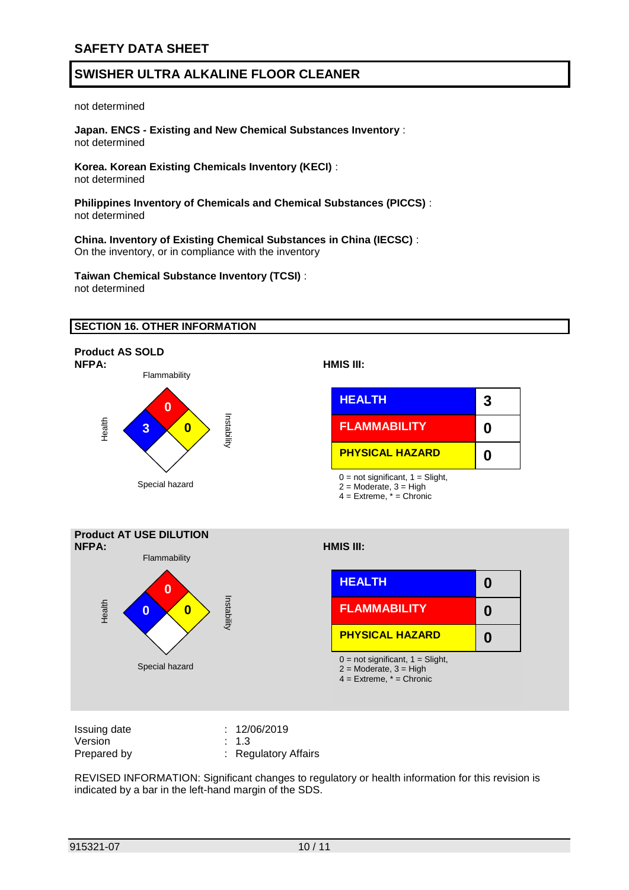not determined

**Japan. ENCS - Existing and New Chemical Substances Inventory** :
not determined

**Korea. Korean Existing Chemicals Inventory (KECI)** :
not determined

**Philippines Inventory of Chemicals and Chemical Substances (PICCS)** :
not determined

**China. Inventory of Existing Chemical Substances in China (IECSC)** :
On the inventory, or in compliance with the inventory

**Taiwan Chemical Substance Inventory (TCSI)** :
not determined

## SECTION 16. OTHER INFORMATION

**Product AS SOLD**

**NFPA:**

Flammability: 0
Health: 3
Instability: 0
Special hazard:

**HMIS III:**

| | |
|---|---|
| HEALTH | 3 |
| FLAMMABILITY | 0 |
| PHYSICAL HAZARD | 0 |

0 = not significant, 1 = Slight,
2 = Moderate, 3 = High
4 = Extreme, * = Chronic

**Product AT USE DILUTION**

**NFPA:**

Flammability: 0
Health: 0
Instability: 0
Special hazard:

**HMIS III:**

| | |
|---|---|
| HEALTH | 0 |
| FLAMMABILITY | 0 |
| PHYSICAL HAZARD | 0 |

0 = not significant, 1 = Slight,
2 = Moderate, 3 = High
4 = Extreme, * = Chronic

Issuing date : 12/06/2019
Version : 1.3
Prepared by : Regulatory Affairs

REVISED INFORMATION: Significant changes to regulatory or health information for this revision is indicated by a bar in the left-hand margin of the SDS.

915321-07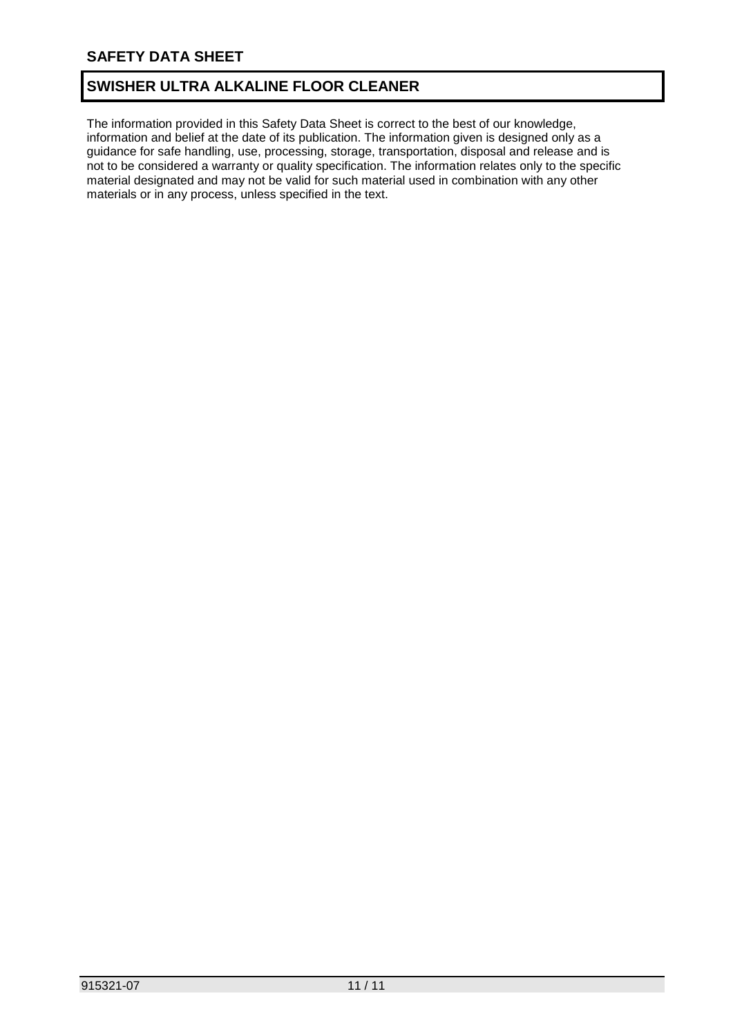The information provided in this Safety Data Sheet is correct to the best of our knowledge, information and belief at the date of its publication. The information given is designed only as a guidance for safe handling, use, processing, storage, transportation, disposal and release and is not to be considered a warranty or quality specification. The information relates only to the specific material designated and may not be valid for such material used in combination with any other materials or in any process, unless specified in the text.